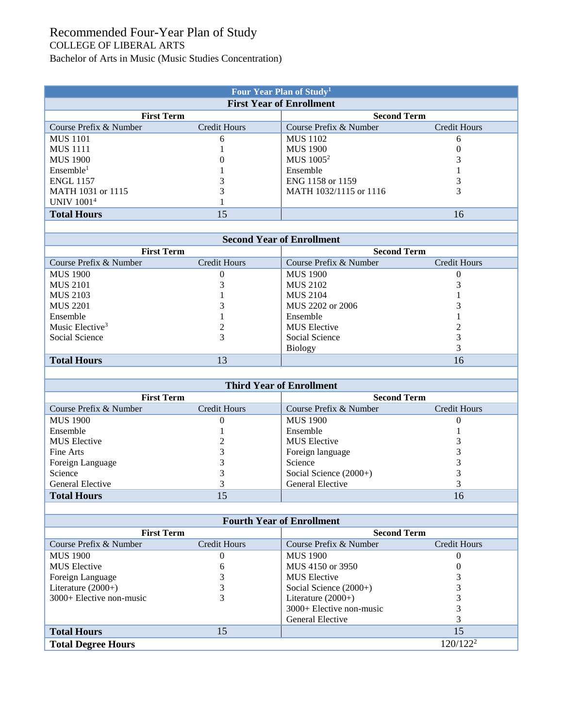# Recommended Four-Year Plan of Study

COLLEGE OF LIBERAL ARTS

Bachelor of Arts in Music (Music Studies Concentration)

| **Four Year Plan of Study[1]** | | | |
|---|---|---|---|
| **First Year of Enrollment** | | | |
| **First Term** | | **Second Term** | |
| Course Prefix & Number | Credit Hours | Course Prefix & Number | Credit Hours |
| MUS 1101 | 6 | MUS 1102 | 6 |
| MUS 1111 | 1 | MUS 1900 | 0 |
| MUS 1900 | 0 | MUS 1005[2] | 3 |
| Ensemble[1] | 1 | Ensemble | 1 |
| ENGL 1157 | 3 | ENG 1158 or 1159 | 3 |
| MATH 1031 or 1115 | 3 | MATH 1032/1115 or 1116 | 3 |
| UNIV 1001[4] | 1 | | |
| **Total Hours** | 15 | | 16 |

| **Second Year of Enrollment** | | | |
|---|---|---|---|
| **First Term** | | **Second Term** | |
| Course Prefix & Number | Credit Hours | Course Prefix & Number | Credit Hours |
| MUS 1900 | 0 | MUS 1900 | 0 |
| MUS 2101 | 3 | MUS 2102 | 3 |
| MUS 2103 | 1 | MUS 2104 | 1 |
| MUS 2201 | 3 | MUS 2202 or 2006 | 3 |
| Ensemble | 1 | Ensemble | 1 |
| Music Elective[3] | 2 | MUS Elective | 2 |
| Social Science | 3 | Social Science | 3 |
| | | Biology | 3 |
| **Total Hours** | 13 | | 16 |

| **Third Year of Enrollment** | | | |
|---|---|---|---|
| **First Term** | | **Second Term** | |
| Course Prefix & Number | Credit Hours | Course Prefix & Number | Credit Hours |
| MUS 1900 | 0 | MUS 1900 | 0 |
| Ensemble | 1 | Ensemble | 1 |
| MUS Elective | 2 | MUS Elective | 3 |
| Fine Arts | 3 | Foreign language | 3 |
| Foreign Language | 3 | Science | 3 |
| Science | 3 | Social Science (2000+) | 3 |
| General Elective | 3 | General Elective | 3 |
| **Total Hours** | 15 | | 16 |

| **Fourth Year of Enrollment** | | | |
|---|---|---|---|
| **First Term** | | **Second Term** | |
| Course Prefix & Number | Credit Hours | Course Prefix & Number | Credit Hours |
| MUS 1900 | 0 | MUS 1900 | 0 |
| MUS Elective | 6 | MUS 4150 or 3950 | 0 |
| Foreign Language | 3 | MUS Elective | 3 |
| Literature (2000+) | 3 | Social Science (2000+) | 3 |
| 3000+ Elective non-music | 3 | Literature (2000+) | 3 |
| | | 3000+ Elective non-music | 3 |
| | | General Elective | 3 |
| **Total Hours** | 15 | | 15 |
| **Total Degree Hours** | | | 120/122[2] |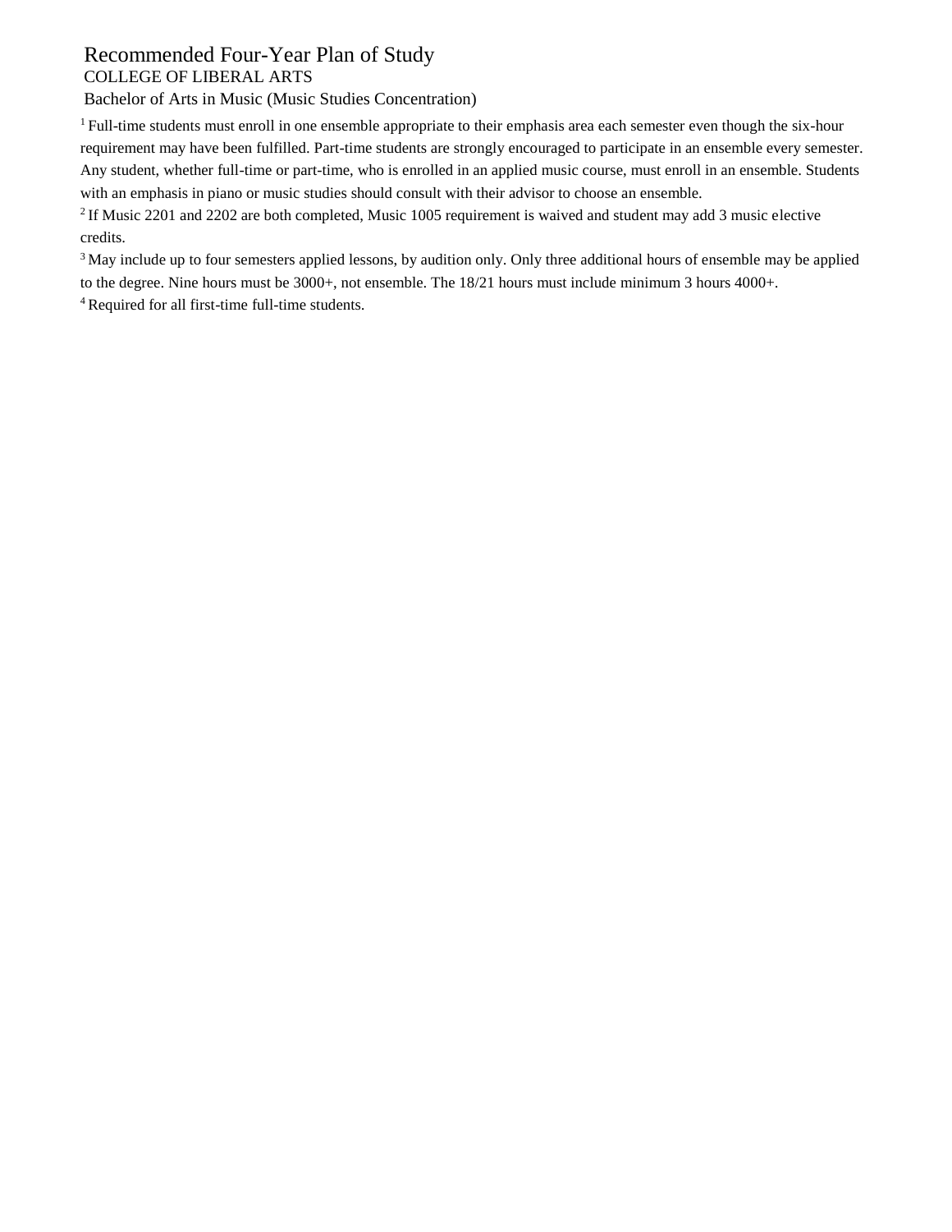# Recommended Four-Year Plan of Study

COLLEGE OF LIBERAL ARTS

Bachelor of Arts in Music (Music Studies Concentration)

[1] Full-time students must enroll in one ensemble appropriate to their emphasis area each semester even though the six-hour requirement may have been fulfilled. Part-time students are strongly encouraged to participate in an ensemble every semester. Any student, whether full-time or part-time, who is enrolled in an applied music course, must enroll in an ensemble. Students with an emphasis in piano or music studies should consult with their advisor to choose an ensemble.

[2] If Music 2201 and 2202 are both completed, Music 1005 requirement is waived and student may add 3 music elective credits.

[3] May include up to four semesters applied lessons, by audition only. Only three additional hours of ensemble may be applied to the degree. Nine hours must be 3000+, not ensemble. The 18/21 hours must include minimum 3 hours 4000+.

[4] Required for all first-time full-time students.